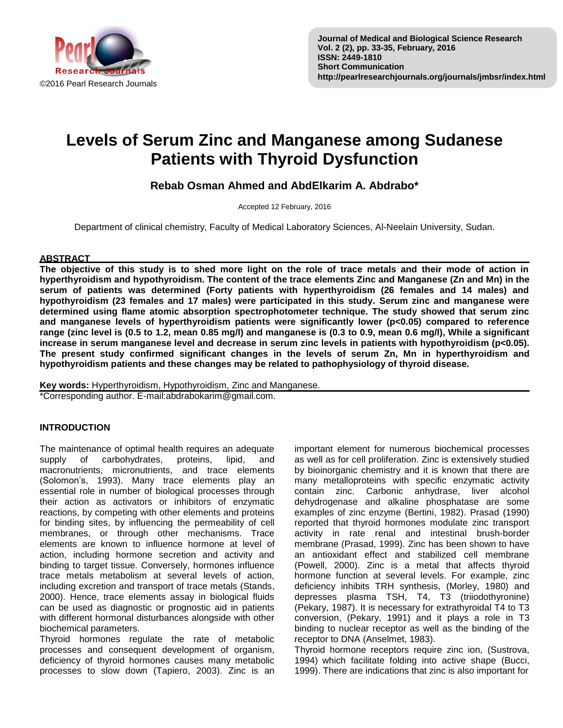# Levels of Serum Zinc and Manganese among Sudanese Patients with Thyroid Dysfunction

**Rebab Osman Ahmed and AbdElkarim A. Abdrabo***

Accepted 12 February, 2016

Department of clinical chemistry, Faculty of Medical Laboratory Sciences, Al-Neelain University, Sudan.

## ABSTRACT

**The objective of this study is to shed more light on the role of trace metals and their mode of action in hyperthyroidism and hypothyroidism. The content of the trace elements Zinc and Manganese (Zn and Mn) in the serum of patients was determined (Forty patients with hyperthyroidism (26 females and 14 males) and hypothyroidism (23 females and 17 males) were participated in this study. Serum zinc and manganese were determined using flame atomic absorption spectrophotometer technique. The study showed that serum zinc and manganese levels of hyperthyroidism patients were significantly lower ($p<0.05$) compared to reference range (zinc level is (0.5 to 1.2, mean 0.85 mg/l) and manganese is (0.3 to 0.9, mean 0.6 mg/l), While a significant increase in serum manganese level and decrease in serum zinc levels in patients with hypothyroidism ($p<0.05$). The present study confirmed significant changes in the levels of serum Zn, Mn in hyperthyroidism and hypothyroidism patients and these changes may be related to pathophysiology of thyroid disease.**

**Key words:** Hyperthyroidism, Hypothyroidism, Zinc and Manganese.

*Corresponding author. E-mail:abdrabokarim@gmail.com.

## INTRODUCTION

The maintenance of optimal health requires an adequate supply of carbohydrates, proteins, lipid, and macronutrients, micronutrients, and trace elements (Solomon's, 1993). Many trace elements play an essential role in number of biological processes through their action as activators or inhibitors of enzymatic reactions, by competing with other elements and proteins for binding sites, by influencing the permeability of cell membranes, or through other mechanisms. Trace elements are known to influence hormone at level of action, including hormone secretion and activity and binding to target tissue. Conversely, hormones influence trace metals metabolism at several levels of action, including excretion and transport of trace metals (Stands, 2000). Hence, trace elements assay in biological fluids can be used as diagnostic or prognostic aid in patients with different hormonal disturbances alongside with other biochemical parameters.

Thyroid hormones regulate the rate of metabolic processes and consequent development of organism, deficiency of thyroid hormones causes many metabolic processes to slow down (Tapiero, 2003). Zinc is an important element for numerous biochemical processes as well as for cell proliferation. Zinc is extensively studied by bioinorganic chemistry and it is known that there are many metalloproteins with specific enzymatic activity contain zinc. Carbonic anhydrase, liver alcohol dehydrogenase and alkaline phosphatase are some examples of zinc enzyme (Bertini, 1982). Prasad (1990) reported that thyroid hormones modulate zinc transport activity in rate renal and intestinal brush-border membrane (Prasad, 1999). Zinc has been shown to have an antioxidant effect and stabilized cell membrane (Powell, 2000). Zinc is a metal that affects thyroid hormone function at several levels. For example, zinc deficiency inhibits TRH synthesis, (Morley, 1980) and depresses plasma TSH, T4, T3 (triiodothyronine) (Pekary, 1987). It is necessary for extrathyroidal T4 to T3 conversion, (Pekary, 1991) and it plays a role in T3 binding to nuclear receptor as well as the binding of the receptor to DNA (Anselmet, 1983).

Thyroid hormone receptors require zinc ion, (Sustrova, 1994) which facilitate folding into active shape (Bucci, 1999). There are indications that zinc is also important for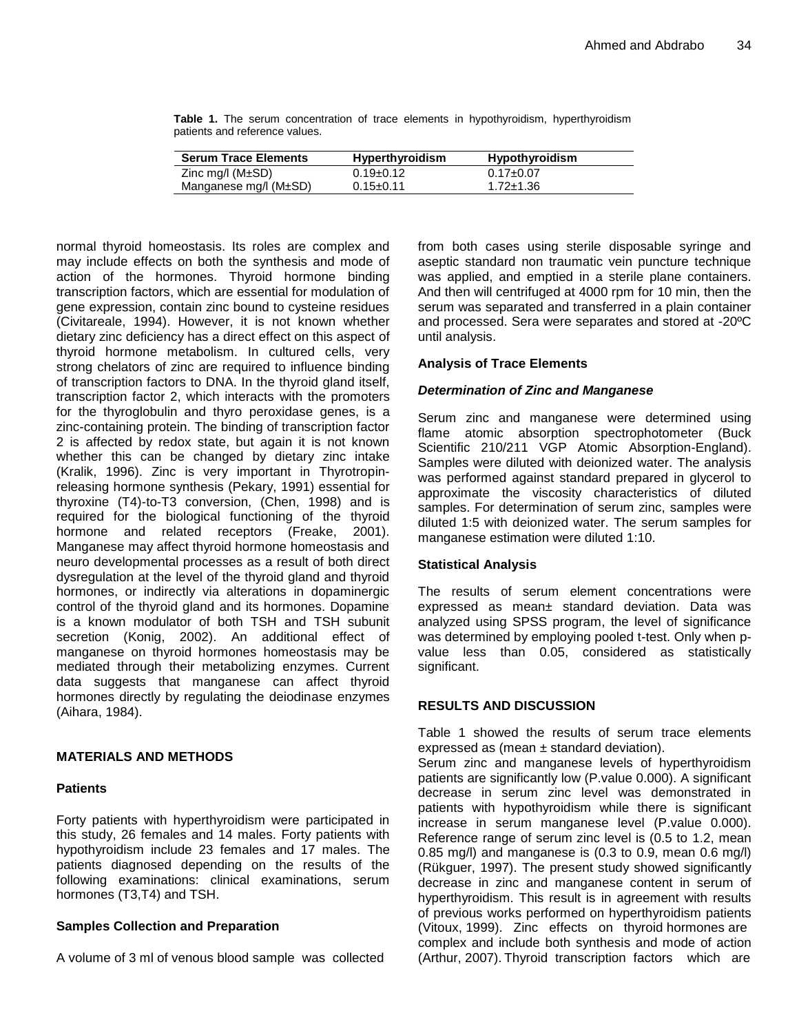**Table 1.** The serum concentration of trace elements in hypothyroidism, hyperthyroidism patients and reference values.

| Serum Trace Elements | Hyperthyroidism | Hypothyroidism |
|---|---|---|
| Zinc mg/l (M±SD) | 0.19±0.12 | 0.17±0.07 |
| Manganese mg/l (M±SD) | 0.15±0.11 | 1.72±1.36 |

normal thyroid homeostasis. Its roles are complex and may include effects on both the synthesis and mode of action of the hormones. Thyroid hormone binding transcription factors, which are essential for modulation of gene expression, contain zinc bound to cysteine residues (Civitareale, 1994). However, it is not known whether dietary zinc deficiency has a direct effect on this aspect of thyroid hormone metabolism. In cultured cells, very strong chelators of zinc are required to influence binding of transcription factors to DNA. In the thyroid gland itself, transcription factor 2, which interacts with the promoters for the thyroglobulin and thyro peroxidase genes, is a zinc-containing protein. The binding of transcription factor 2 is affected by redox state, but again it is not known whether this can be changed by dietary zinc intake (Kralik, 1996). Zinc is very important in Thyrotropin-releasing hormone synthesis (Pekary, 1991) essential for thyroxine (T4)-to-T3 conversion, (Chen, 1998) and is required for the biological functioning of the thyroid hormone and related receptors (Freake, 2001). Manganese may affect thyroid hormone homeostasis and neuro developmental processes as a result of both direct dysregulation at the level of the thyroid gland and thyroid hormones, or indirectly via alterations in dopaminergic control of the thyroid gland and its hormones. Dopamine is a known modulator of both TSH and TSH subunit secretion (Konig, 2002). An additional effect of manganese on thyroid hormones homeostasis may be mediated through their metabolizing enzymes. Current data suggests that manganese can affect thyroid hormones directly by regulating the deiodinase enzymes (Aihara, 1984).

## MATERIALS AND METHODS

### Patients

Forty patients with hyperthyroidism were participated in this study, 26 females and 14 males. Forty patients with hypothyroidism include 23 females and 17 males. The patients diagnosed depending on the results of the following examinations: clinical examinations, serum hormones (T3,T4) and TSH.

### Samples Collection and Preparation

A volume of 3 ml of venous blood sample was collected from both cases using sterile disposable syringe and aseptic standard non traumatic vein puncture technique was applied, and emptied in a sterile plane containers. And then will centrifuged at 4000 rpm for 10 min, then the serum was separated and transferred in a plain container and processed. Sera were separates and stored at -20ºC until analysis.

### Analysis of Trace Elements

#### *Determination of Zinc and Manganese*

Serum zinc and manganese were determined using flame atomic absorption spectrophotometer (Buck Scientific 210/211 VGP Atomic Absorption-England). Samples were diluted with deionized water. The analysis was performed against standard prepared in glycerol to approximate the viscosity characteristics of diluted samples. For determination of serum zinc, samples were diluted 1:5 with deionized water. The serum samples for manganese estimation were diluted 1:10.

### Statistical Analysis

The results of serum element concentrations were expressed as mean± standard deviation. Data was analyzed using SPSS program, the level of significance was determined by employing pooled t-test. Only when p-value less than 0.05, considered as statistically significant.

## RESULTS AND DISCUSSION

Table 1 showed the results of serum trace elements expressed as (mean ± standard deviation).

Serum zinc and manganese levels of hyperthyroidism patients are significantly low (P.value 0.000). A significant decrease in serum zinc level was demonstrated in patients with hypothyroidism while there is significant increase in serum manganese level (P.value 0.000). Reference range of serum zinc level is (0.5 to 1.2, mean 0.85 mg/l) and manganese is (0.3 to 0.9, mean 0.6 mg/l) (Rükguer, 1997). The present study showed significantly decrease in zinc and manganese content in serum of hyperthyroidism. This result is in agreement with results of previous works performed on hyperthyroidism patients (Vitoux, 1999). Zinc effects on thyroid hormones are complex and include both synthesis and mode of action (Arthur, 2007). Thyroid transcription factors which are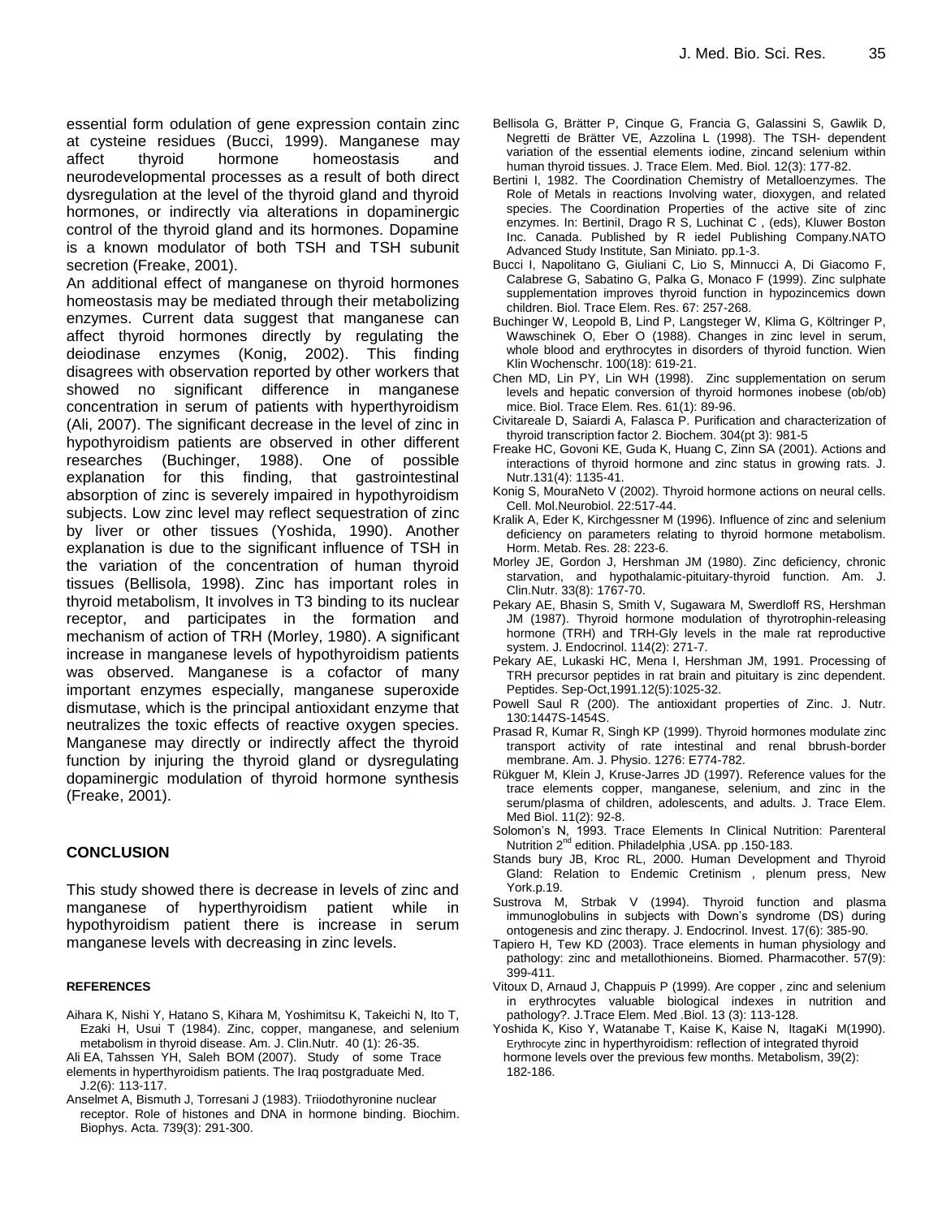essential form odulation of gene expression contain zinc at cysteine residues (Bucci, 1999). Manganese may affect thyroid hormone homeostasis and neurodevelopmental processes as a result of both direct dysregulation at the level of the thyroid gland and thyroid hormones, or indirectly via alterations in dopaminergic control of the thyroid gland and its hormones. Dopamine is a known modulator of both TSH and TSH subunit secretion (Freake, 2001).

An additional effect of manganese on thyroid hormones homeostasis may be mediated through their metabolizing enzymes. Current data suggest that manganese can affect thyroid hormones directly by regulating the deiodinase enzymes (Konig, 2002). This finding disagrees with observation reported by other workers that showed no significant difference in manganese concentration in serum of patients with hyperthyroidism (Ali, 2007). The significant decrease in the level of zinc in hypothyroidism patients are observed in other different researches (Buchinger, 1988). One of possible explanation for this finding, that gastrointestinal absorption of zinc is severely impaired in hypothyroidism subjects. Low zinc level may reflect sequestration of zinc by liver or other tissues (Yoshida, 1990). Another explanation is due to the significant influence of TSH in the variation of the concentration of human thyroid tissues (Bellisola, 1998). Zinc has important roles in thyroid metabolism, It involves in T3 binding to its nuclear receptor, and participates in the formation and mechanism of action of TRH (Morley, 1980). A significant increase in manganese levels of hypothyroidism patients was observed. Manganese is a cofactor of many important enzymes especially, manganese superoxide dismutase, which is the principal antioxidant enzyme that neutralizes the toxic effects of reactive oxygen species. Manganese may directly or indirectly affect the thyroid function by injuring the thyroid gland or dysregulating dopaminergic modulation of thyroid hormone synthesis (Freake, 2001).

## CONCLUSION

This study showed there is decrease in levels of zinc and manganese of hyperthyroidism patient while in hypothyroidism patient there is increase in serum manganese levels with decreasing in zinc levels.

### REFERENCES

Aihara K, Nishi Y, Hatano S, Kihara M, Yoshimitsu K, Takeichi N, Ito T, Ezaki H, Usui T (1984). Zinc, copper, manganese, and selenium metabolism in thyroid disease. Am. J. Clin.Nutr. 40 (1): 26-35.

Ali EA, Tahssen YH, Saleh BOM (2007). Study of some Trace elements in hyperthyroidism patients. The Iraq postgraduate Med. J.2(6): 113-117.

Anselmet A, Bismuth J, Torresani J (1983). Triiodothyronine nuclear receptor. Role of histones and DNA in hormone binding. Biochim. Biophys. Acta. 739(3): 291-300.

Bellisola G, Brätter P, Cinque G, Francia G, Galassini S, Gawlik D, Negretti de Brätter VE, Azzolina L (1998). The TSH- dependent variation of the essential elements iodine, zincand selenium within human thyroid tissues. J. Trace Elem. Med. Biol. 12(3): 177-82.

Bertini I, 1982. The Coordination Chemistry of Metalloenzymes. The Role of Metals in reactions Involving water, dioxygen, and related species. The Coordination Properties of the active site of zinc enzymes. In: BertiniI, Drago R S, Luchinat C , (eds), Kluwer Boston Inc. Canada. Published by R iedel Publishing Company.NATO Advanced Study Institute, San Miniato. pp.1-3.

Bucci I, Napolitano G, Giuliani C, Lio S, Minnucci A, Di Giacomo F, Calabrese G, Sabatino G, Palka G, Monaco F (1999). Zinc sulphate supplementation improves thyroid function in hypozincemics down children. Biol. Trace Elem. Res. 67: 257-268.

Buchinger W, Leopold B, Lind P, Langsteger W, Klima G, Költringer P, Wawschinek O, Eber O (1988). Changes in zinc level in serum, whole blood and erythrocytes in disorders of thyroid function. Wien Klin Wochenschr. 100(18): 619-21.

Chen MD, Lin PY, Lin WH (1998). Zinc supplementation on serum levels and hepatic conversion of thyroid hormones inobese (ob/ob) mice. Biol. Trace Elem. Res. 61(1): 89-96.

Civitareale D, Saiardi A, Falasca P. Purification and characterization of thyroid transcription factor 2. Biochem. 304(pt 3): 981-5

Freake HC, Govoni KE, Guda K, Huang C, Zinn SA (2001). Actions and interactions of thyroid hormone and zinc status in growing rats. J. Nutr.131(4): 1135-41.

Konig S, MouraNeto V (2002). Thyroid hormone actions on neural cells. Cell. Mol.Neurobiol. 22:517-44.

Kralik A, Eder K, Kirchgessner M (1996). Influence of zinc and selenium deficiency on parameters relating to thyroid hormone metabolism. Horm. Metab. Res. 28: 223-6.

Morley JE, Gordon J, Hershman JM (1980). Zinc deficiency, chronic starvation, and hypothalamic-pituitary-thyroid function. Am. J. Clin.Nutr. 33(8): 1767-70.

Pekary AE, Bhasin S, Smith V, Sugawara M, Swerdloff RS, Hershman JM (1987). Thyroid hormone modulation of thyrotrophin-releasing hormone (TRH) and TRH-Gly levels in the male rat reproductive system. J. Endocrinol. 114(2): 271-7.

Pekary AE, Lukaski HC, Mena I, Hershman JM, 1991. Processing of TRH precursor peptides in rat brain and pituitary is zinc dependent. Peptides. Sep-Oct,1991.12(5):1025-32.

Powell Saul R (200). The antioxidant properties of Zinc. J. Nutr. 130:1447S-1454S.

Prasad R, Kumar R, Singh KP (1999). Thyroid hormones modulate zinc transport activity of rate intestinal and renal bbrush-border membrane. Am. J. Physio. 1276: E774-782.

Rükguer M, Klein J, Kruse-Jarres JD (1997). Reference values for the trace elements copper, manganese, selenium, and zinc in the serum/plasma of children, adolescents, and adults. J. Trace Elem. Med Biol. 11(2): 92-8.

Solomon's N, 1993. Trace Elements In Clinical Nutrition: Parenteral Nutrition 2nd edition. Philadelphia ,USA. pp .150-183.

Stands bury JB, Kroc RL, 2000. Human Development and Thyroid Gland: Relation to Endemic Cretinism , plenum press, New York.p.19.

Sustrova M, Strbak V (1994). Thyroid function and plasma immunoglobulins in subjects with Down's syndrome (DS) during ontogenesis and zinc therapy. J. Endocrinol. Invest. 17(6): 385-90.

Tapiero H, Tew KD (2003). Trace elements in human physiology and pathology: zinc and metallothioneins. Biomed. Pharmacother. 57(9): 399-411.

Vitoux D, Arnaud J, Chappuis P (1999). Are copper , zinc and selenium in erythrocytes valuable biological indexes in nutrition and pathology?. J.Trace Elem. Med .Biol. 13 (3): 113-128.

Yoshida K, Kiso Y, Watanabe T, Kaise K, Kaise N, ItagaKi M(1990). Erythrocyte zinc in hyperthyroidism: reflection of integrated thyroid hormone levels over the previous few months. Metabolism, 39(2): 182-186.